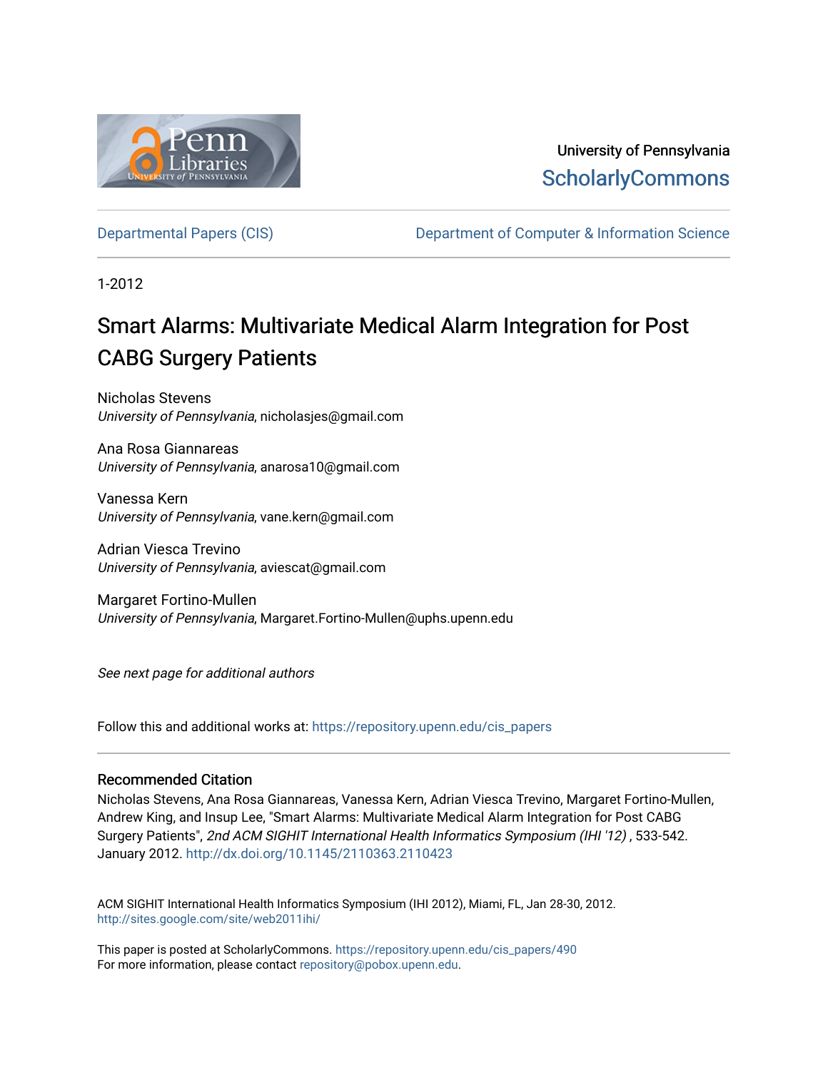University of Pennsylvania
ScholarlyCommons

Departmental Papers (CIS) | Department of Computer & Information Science

1-2012

# Smart Alarms: Multivariate Medical Alarm Integration for Post CABG Surgery Patients

Nicholas Stevens
*University of Pennsylvania*, nicholasjes@gmail.com

Ana Rosa Giannareas
*University of Pennsylvania*, anarosa10@gmail.com

Vanessa Kern
*University of Pennsylvania*, vane.kern@gmail.com

Adrian Viesca Trevino
*University of Pennsylvania*, aviescat@gmail.com

Margaret Fortino-Mullen
*University of Pennsylvania*, Margaret.Fortino-Mullen@uphs.upenn.edu

*See next page for additional authors*

Follow this and additional works at: https://repository.upenn.edu/cis_papers

## Recommended Citation

Nicholas Stevens, Ana Rosa Giannareas, Vanessa Kern, Adrian Viesca Trevino, Margaret Fortino-Mullen, Andrew King, and Insup Lee, "Smart Alarms: Multivariate Medical Alarm Integration for Post CABG Surgery Patients", *2nd ACM SIGHIT International Health Informatics Symposium (IHI '12)* , 533-542. January 2012. http://dx.doi.org/10.1145/2110363.2110423

ACM SIGHIT International Health Informatics Symposium (IHI 2012), Miami, FL, Jan 28-30, 2012.
http://sites.google.com/site/web2011ihi/

This paper is posted at ScholarlyCommons. https://repository.upenn.edu/cis_papers/490
For more information, please contact repository@pobox.upenn.edu.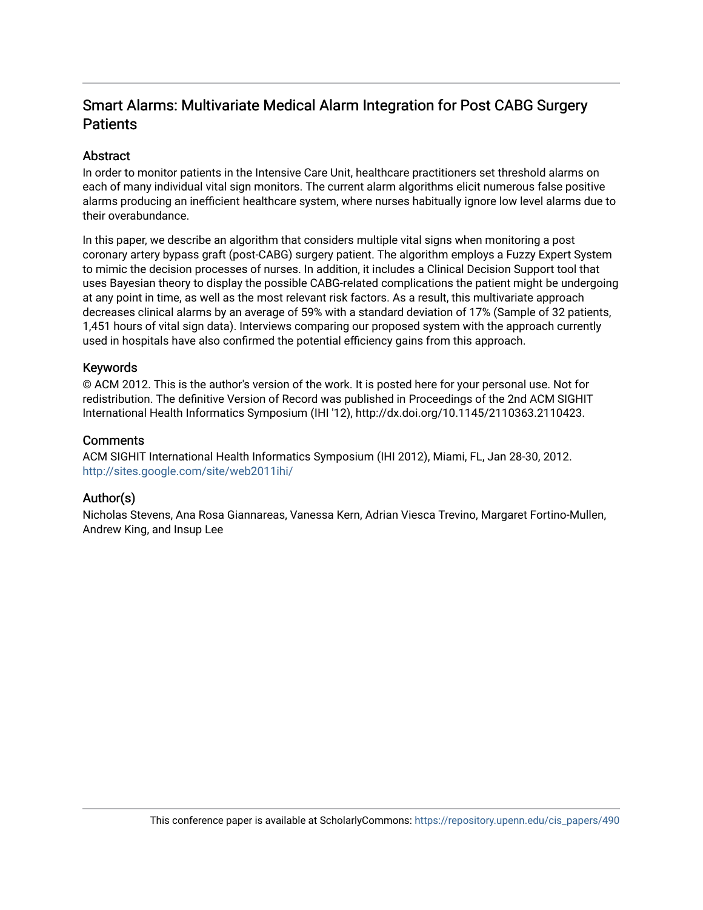# Smart Alarms: Multivariate Medical Alarm Integration for Post CABG Surgery Patients

## Abstract

In order to monitor patients in the Intensive Care Unit, healthcare practitioners set threshold alarms on each of many individual vital sign monitors. The current alarm algorithms elicit numerous false positive alarms producing an inefficient healthcare system, where nurses habitually ignore low level alarms due to their overabundance.

In this paper, we describe an algorithm that considers multiple vital signs when monitoring a post coronary artery bypass graft (post-CABG) surgery patient. The algorithm employs a Fuzzy Expert System to mimic the decision processes of nurses. In addition, it includes a Clinical Decision Support tool that uses Bayesian theory to display the possible CABG-related complications the patient might be undergoing at any point in time, as well as the most relevant risk factors. As a result, this multivariate approach decreases clinical alarms by an average of 59% with a standard deviation of 17% (Sample of 32 patients, 1,451 hours of vital sign data). Interviews comparing our proposed system with the approach currently used in hospitals have also confirmed the potential efficiency gains from this approach.

## Keywords

© ACM 2012. This is the author's version of the work. It is posted here for your personal use. Not for redistribution. The definitive Version of Record was published in Proceedings of the 2nd ACM SIGHIT International Health Informatics Symposium (IHI '12), http://dx.doi.org/10.1145/2110363.2110423.

## Comments

ACM SIGHIT International Health Informatics Symposium (IHI 2012), Miami, FL, Jan 28-30, 2012.
http://sites.google.com/site/web2011ihi/

## Author(s)

Nicholas Stevens, Ana Rosa Giannareas, Vanessa Kern, Adrian Viesca Trevino, Margaret Fortino-Mullen, Andrew King, and Insup Lee

This conference paper is available at ScholarlyCommons: https://repository.upenn.edu/cis_papers/490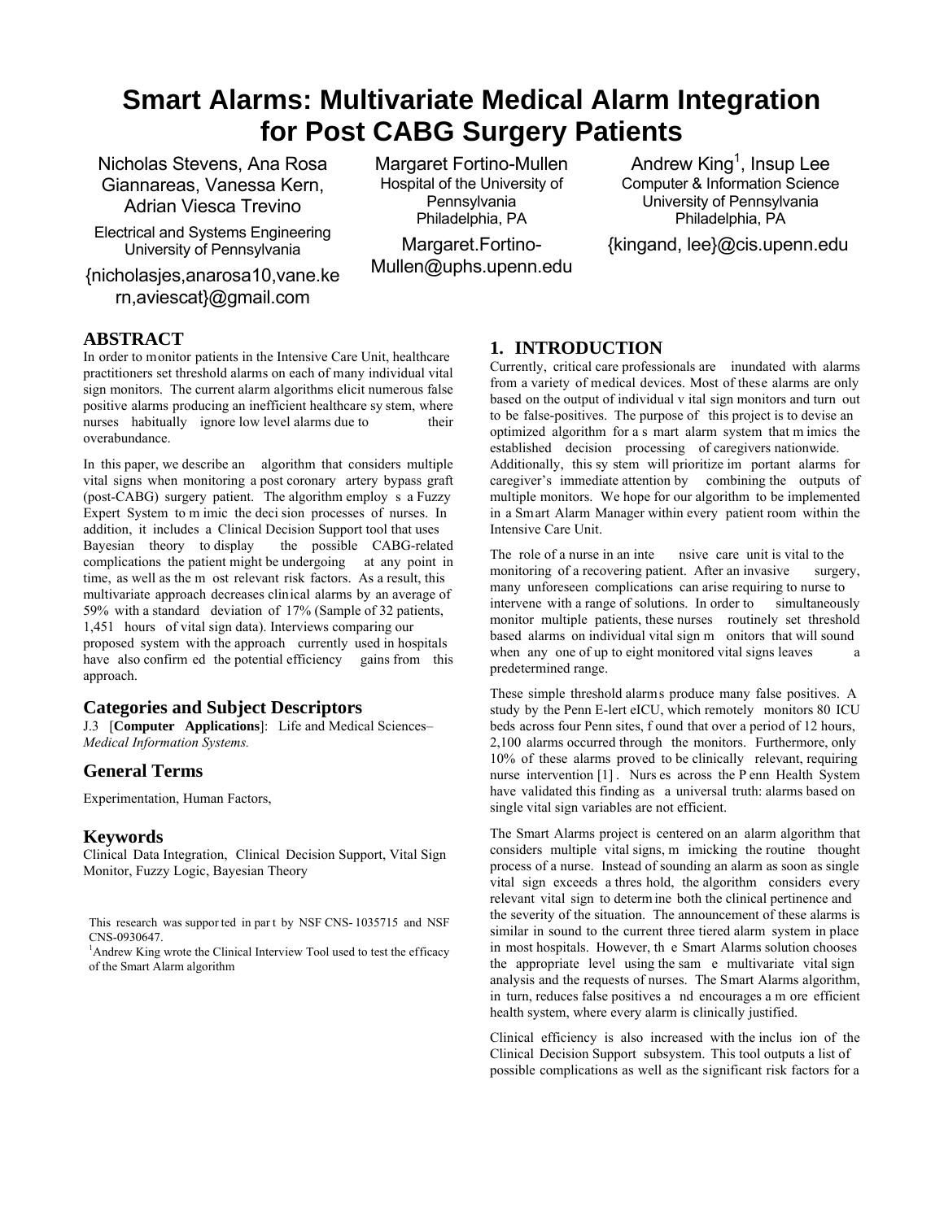# Smart Alarms: Multivariate Medical Alarm Integration for Post CABG Surgery Patients

Nicholas Stevens, Ana Rosa Giannareas, Vanessa Kern, Adrian Viesca Trevino
Electrical and Systems Engineering
University of Pennsylvania
{nicholasjes,anarosa10,vane.kern,aviescat}@gmail.com

Margaret Fortino-Mullen
Hospital of the University of Pennsylvania
Philadelphia, PA
Margaret.Fortino-Mullen@uphs.upenn.edu

Andrew King[1], Insup Lee
Computer & Information Science
University of Pennsylvania
Philadelphia, PA
{kingand, lee}@cis.upenn.edu

## ABSTRACT

In order to monitor patients in the Intensive Care Unit, healthcare practitioners set threshold alarms on each of many individual vital sign monitors. The current alarm algorithms elicit numerous false positive alarms producing an inefficient healthcare system, where nurses habitually ignore low level alarms due to their overabundance.

In this paper, we describe an algorithm that considers multiple vital signs when monitoring a post coronary artery bypass graft (post-CABG) surgery patient. The algorithm employs a Fuzzy Expert System to mimic the decision processes of nurses. In addition, it includes a Clinical Decision Support tool that uses Bayesian theory to display the possible CABG-related complications the patient might be undergoing at any point in time, as well as the most relevant risk factors. As a result, this multivariate approach decreases clinical alarms by an average of 59% with a standard deviation of 17% (Sample of 32 patients, 1,451 hours of vital sign data). Interviews comparing our proposed system with the approach currently used in hospitals have also confirmed the potential efficiency gains from this approach.

### Categories and Subject Descriptors

J.3 [**Computer Applications**]: Life and Medical Sciences– *Medical Information Systems.*

### General Terms

Experimentation, Human Factors,

### Keywords

Clinical Data Integration, Clinical Decision Support, Vital Sign Monitor, Fuzzy Logic, Bayesian Theory

This research was supported in part by NSF CNS-1035715 and NSF CNS-0930647.

[1]Andrew King wrote the Clinical Interview Tool used to test the efficacy of the Smart Alarm algorithm

## 1. INTRODUCTION

Currently, critical care professionals are inundated with alarms from a variety of medical devices. Most of these alarms are only based on the output of individual vital sign monitors and turn out to be false-positives. The purpose of this project is to devise an optimized algorithm for a smart alarm system that mimics the established decision processing of caregivers nationwide. Additionally, this system will prioritize important alarms for caregiver's immediate attention by combining the outputs of multiple monitors. We hope for our algorithm to be implemented in a Smart Alarm Manager within every patient room within the Intensive Care Unit.

The role of a nurse in an intensive care unit is vital to the monitoring of a recovering patient. After an invasive surgery, many unforeseen complications can arise requiring to nurse to intervene with a range of solutions. In order to simultaneously monitor multiple patients, these nurses routinely set threshold based alarms on individual vital sign monitors that will sound when any one of up to eight monitored vital signs leaves a predetermined range.

These simple threshold alarms produce many false positives. A study by the Penn E-lert eICU, which remotely monitors 80 ICU beds across four Penn sites, found that over a period of 12 hours, 2,100 alarms occurred through the monitors. Furthermore, only 10% of these alarms proved to be clinically relevant, requiring nurse intervention [1]. Nurses across the Penn Health System have validated this finding as a universal truth: alarms based on single vital sign variables are not efficient.

The Smart Alarms project is centered on an alarm algorithm that considers multiple vital signs, mimicking the routine thought process of a nurse. Instead of sounding an alarm as soon as single vital sign exceeds a threshold, the algorithm considers every relevant vital sign to determine both the clinical pertinence and the severity of the situation. The announcement of these alarms is similar in sound to the current three tiered alarm system in place in most hospitals. However, the Smart Alarms solution chooses the appropriate level using the same multivariate vital sign analysis and the requests of nurses. The Smart Alarms algorithm, in turn, reduces false positives and encourages a more efficient health system, where every alarm is clinically justified.

Clinical efficiency is also increased with the inclusion of the Clinical Decision Support subsystem. This tool outputs a list of possible complications as well as the significant risk factors for a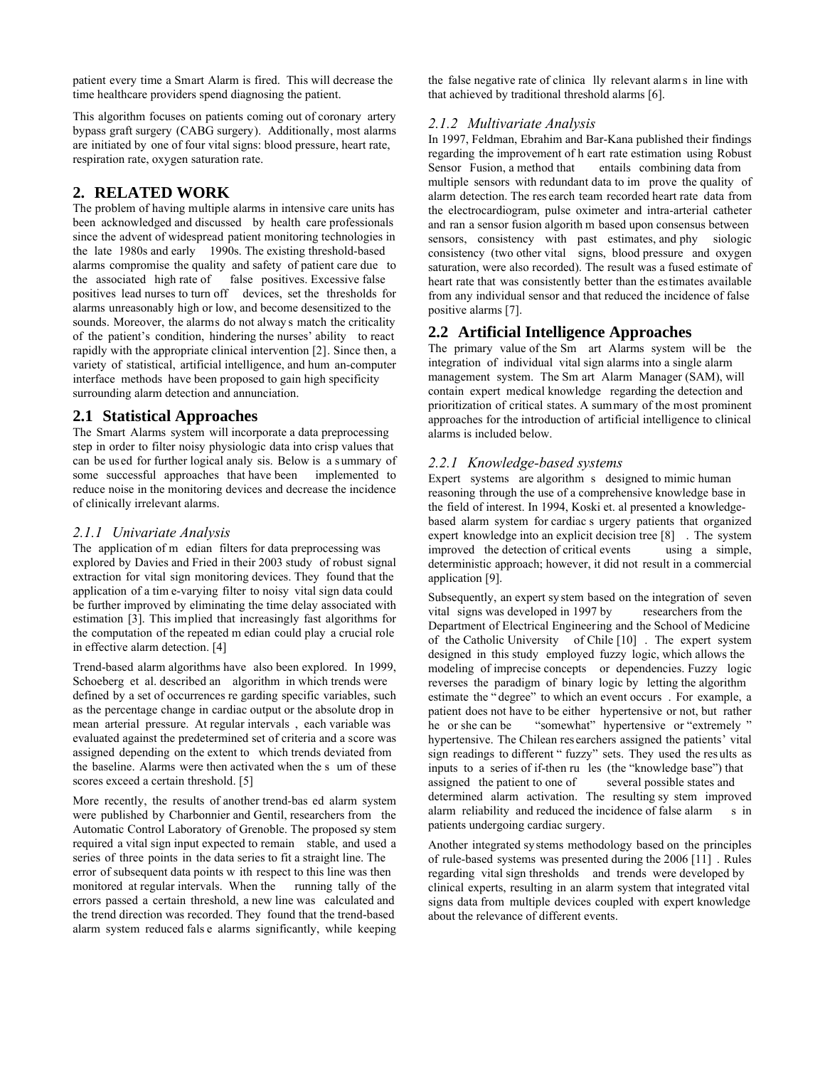patient every time a Smart Alarm is fired. This will decrease the time healthcare providers spend diagnosing the patient.

This algorithm focuses on patients coming out of coronary artery bypass graft surgery (CABG surgery). Additionally, most alarms are initiated by one of four vital signs: blood pressure, heart rate, respiration rate, oxygen saturation rate.

## 2. RELATED WORK

The problem of having multiple alarms in intensive care units has been acknowledged and discussed by health care professionals since the advent of widespread patient monitoring technologies in the late 1980s and early 1990s. The existing threshold-based alarms compromise the quality and safety of patient care due to the associated high rate of false positives. Excessive false positives lead nurses to turn off devices, set the thresholds for alarms unreasonably high or low, and become desensitized to the sounds. Moreover, the alarms do not always match the criticality of the patient's condition, hindering the nurses' ability to react rapidly with the appropriate clinical intervention [2]. Since then, a variety of statistical, artificial intelligence, and hum an-computer interface methods have been proposed to gain high specificity surrounding alarm detection and annunciation.

### 2.1 Statistical Approaches

The Smart Alarms system will incorporate a data preprocessing step in order to filter noisy physiologic data into crisp values that can be used for further logical analysis. Below is a summary of some successful approaches that have been implemented to reduce noise in the monitoring devices and decrease the incidence of clinically irrelevant alarms.

#### *2.1.1 Univariate Analysis*

The application of median filters for data preprocessing was explored by Davies and Fried in their 2003 study of robust signal extraction for vital sign monitoring devices. They found that the application of a time-varying filter to noisy vital sign data could be further improved by eliminating the time delay associated with estimation [3]. This implied that increasingly fast algorithms for the computation of the repeated median could play a crucial role in effective alarm detection. [4]

Trend-based alarm algorithms have also been explored. In 1999, Schoeberg et al. described an algorithm in which trends were defined by a set of occurrences regarding specific variables, such as the percentage change in cardiac output or the absolute drop in mean arterial pressure. At regular intervals, each variable was evaluated against the predetermined set of criteria and a score was assigned depending on the extent to which trends deviated from the baseline. Alarms were then activated when the sum of these scores exceed a certain threshold. [5]

More recently, the results of another trend-based alarm system were published by Charbonnier and Gentil, researchers from the Automatic Control Laboratory of Grenoble. The proposed system required a vital sign input expected to remain stable, and used a series of three points in the data series to fit a straight line. The error of subsequent data points with respect to this line was then monitored at regular intervals. When the running tally of the errors passed a certain threshold, a new line was calculated and the trend direction was recorded. They found that the trend-based alarm system reduced false alarms significantly, while keeping the false negative rate of clinically relevant alarms in line with that achieved by traditional threshold alarms [6].

#### *2.1.2 Multivariate Analysis*

In 1997, Feldman, Ebrahim and Bar-Kana published their findings regarding the improvement of heart rate estimation using Robust Sensor Fusion, a method that entails combining data from multiple sensors with redundant data to improve the quality of alarm detection. The research team recorded heart rate data from the electrocardiogram, pulse oximeter and intra-arterial catheter and ran a sensor fusion algorithm based upon consensus between sensors, consistency with past estimates, and physiologic consistency (two other vital signs, blood pressure and oxygen saturation, were also recorded). The result was a fused estimate of heart rate that was consistently better than the estimates available from any individual sensor and that reduced the incidence of false positive alarms [7].

### 2.2 Artificial Intelligence Approaches

The primary value of the Smart Alarms system will be the integration of individual vital sign alarms into a single alarm management system. The Smart Alarm Manager (SAM), will contain expert medical knowledge regarding the detection and prioritization of critical states. A summary of the most prominent approaches for the introduction of artificial intelligence to clinical alarms is included below.

#### *2.2.1 Knowledge-based systems*

Expert systems are algorithms designed to mimic human reasoning through the use of a comprehensive knowledge base in the field of interest. In 1994, Koski et. al presented a knowledge-based alarm system for cardiac surgery patients that organized expert knowledge into an explicit decision tree [8]. The system improved the detection of critical events using a simple, deterministic approach; however, it did not result in a commercial application [9].

Subsequently, an expert system based on the integration of seven vital signs was developed in 1997 by researchers from the Department of Electrical Engineering and the School of Medicine of the Catholic University of Chile [10]. The expert system designed in this study employed fuzzy logic, which allows the modeling of imprecise concepts or dependencies. Fuzzy logic reverses the paradigm of binary logic by letting the algorithm estimate the "degree" to which an event occurs. For example, a patient does not have to be either hypertensive or not, but rather he or she can be "somewhat" hypertensive or "extremely" hypertensive. The Chilean researchers assigned the patients' vital sign readings to different "fuzzy" sets. They used the results as inputs to a series of if-then rules (the "knowledge base") that assigned the patient to one of several possible states and determined alarm activation. The resulting system improved alarm reliability and reduced the incidence of false alarms in patients undergoing cardiac surgery.

Another integrated systems methodology based on the principles of rule-based systems was presented during the 2006 [11]. Rules regarding vital sign thresholds and trends were developed by clinical experts, resulting in an alarm system that integrated vital signs data from multiple devices coupled with expert knowledge about the relevance of different events.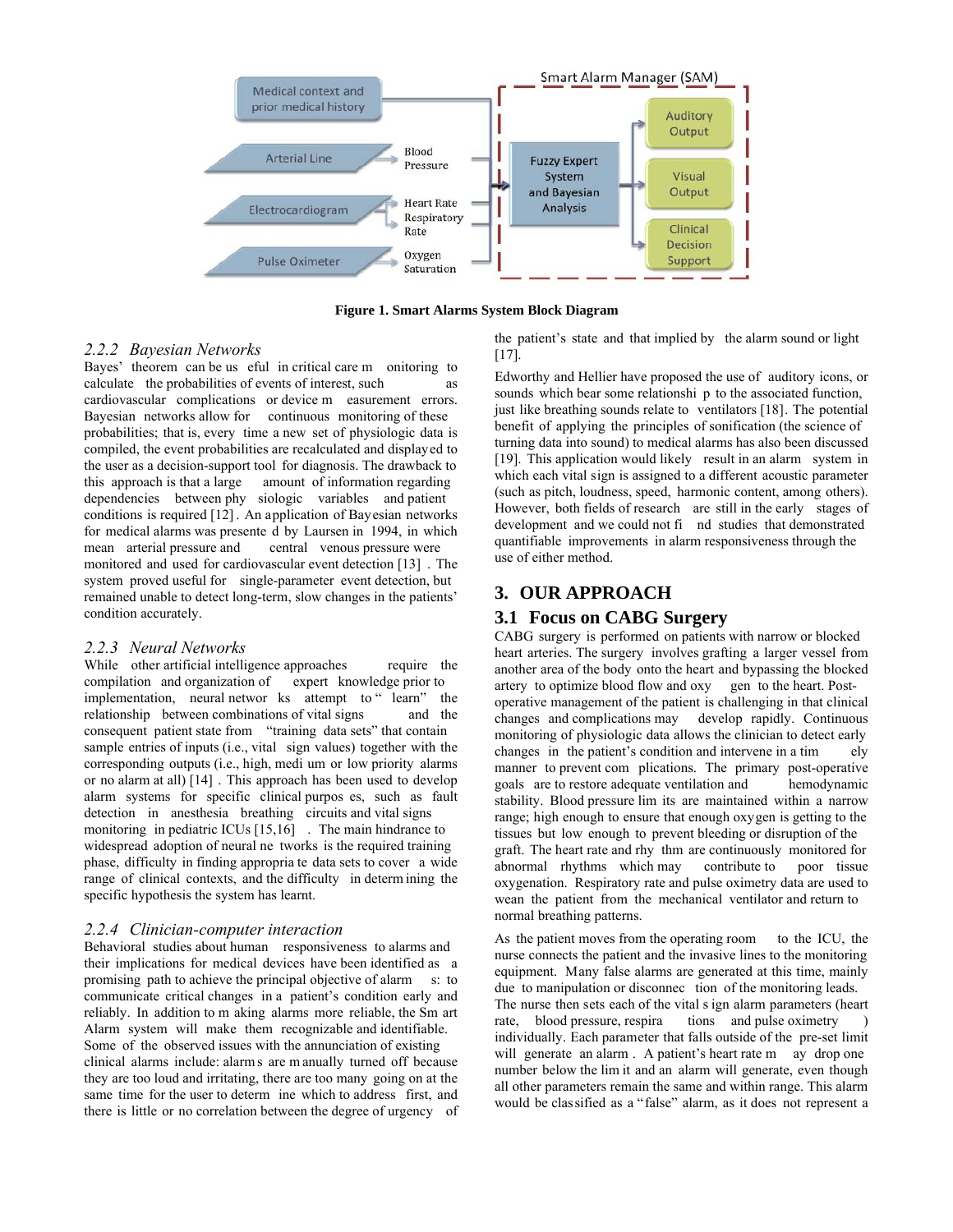Smart Alarm Manager (SAM)

Medical context and prior medical history

Arterial Line

Blood Pressure

Electrocardiogram

Heart Rate

Respiratory Rate

Pulse Oximeter

Oxygen Saturation

Fuzzy Expert System and Bayesian Analysis

Auditory Output

Visual Output

Clinical Decision Support

**Figure 1. Smart Alarms System Block Diagram**

### *2.2.2 Bayesian Networks*

Bayes' theorem can be useful in critical care monitoring to calculate the probabilities of events of interest, such as cardiovascular complications or device measurement errors. Bayesian networks allow for continuous monitoring of these probabilities; that is, every time a new set of physiologic data is compiled, the event probabilities are recalculated and displayed to the user as a decision-support tool for diagnosis. The drawback to this approach is that a large amount of information regarding dependencies between physiologic variables and patient conditions is required [12]. An application of Bayesian networks for medical alarms was presented by Laursen in 1994, in which mean arterial pressure and central venous pressure were monitored and used for cardiovascular event detection [13]. The system proved useful for single-parameter event detection, but remained unable to detect long-term, slow changes in the patients' condition accurately.

### *2.2.3 Neural Networks*

While other artificial intelligence approaches require the compilation and organization of expert knowledge prior to implementation, neural networks attempt to "learn" the relationship between combinations of vital signs and the consequent patient state from "training data sets" that contain sample entries of inputs (i.e., vital sign values) together with the corresponding outputs (i.e., high, medium or low priority alarms or no alarm at all) [14]. This approach has been used to develop alarm systems for specific clinical purposes, such as fault detection in anesthesia breathing circuits and vital signs monitoring in pediatric ICUs [15,16]. The main hindrance to widespread adoption of neural networks is the required training phase, difficulty in finding appropriate data sets to cover a wide range of clinical contexts, and the difficulty in determining the specific hypothesis the system has learnt.

### *2.2.4 Clinician-computer interaction*

Behavioral studies about human responsiveness to alarms and their implications for medical devices have been identified as a promising path to achieve the principal objective of alarms: to communicate critical changes in a patient's condition early and reliably. In addition to making alarms more reliable, the Smart Alarm system will make them recognizable and identifiable. Some of the observed issues with the annunciation of existing clinical alarms include: alarms are manually turned off because they are too loud and irritating, there are too many going on at the same time for the user to determine which to address first, and there is little or no correlation between the degree of urgency of the patient's state and that implied by the alarm sound or light [17].

Edworthy and Hellier have proposed the use of auditory icons, or sounds which bear some relationship to the associated function, just like breathing sounds relate to ventilators [18]. The potential benefit of applying the principles of sonification (the science of turning data into sound) to medical alarms has also been discussed [19]. This application would likely result in an alarm system in which each vital sign is assigned to a different acoustic parameter (such as pitch, loudness, speed, harmonic content, among others). However, both fields of research are still in the early stages of development and we could not find studies that demonstrated quantifiable improvements in alarm responsiveness through the use of either method.

## 3. OUR APPROACH

### 3.1 Focus on CABG Surgery

CABG surgery is performed on patients with narrow or blocked heart arteries. The surgery involves grafting a larger vessel from another area of the body onto the heart and bypassing the blocked artery to optimize blood flow and oxygen to the heart. Post-operative management of the patient is challenging in that clinical changes and complications may develop rapidly. Continuous monitoring of physiologic data allows the clinician to detect early changes in the patient's condition and intervene in a timely manner to prevent complications. The primary post-operative goals are to restore adequate ventilation and hemodynamic stability. Blood pressure limits are maintained within a narrow range; high enough to ensure that enough oxygen is getting to the tissues but low enough to prevent bleeding or disruption of the graft. The heart rate and rhythm are continuously monitored for abnormal rhythms which may contribute to poor tissue oxygenation. Respiratory rate and pulse oximetry data are used to wean the patient from the mechanical ventilator and return to normal breathing patterns.

As the patient moves from the operating room to the ICU, the nurse connects the patient and the invasive lines to the monitoring equipment. Many false alarms are generated at this time, mainly due to manipulation or disconnection of the monitoring leads. The nurse then sets each of the vital sign alarm parameters (heart rate, blood pressure, respirations and pulse oximetry) individually. Each parameter that falls outside of the pre-set limit will generate an alarm. A patient's heart rate may drop one number below the limit and an alarm will generate, even though all other parameters remain the same and within range. This alarm would be classified as a "false" alarm, as it does not represent a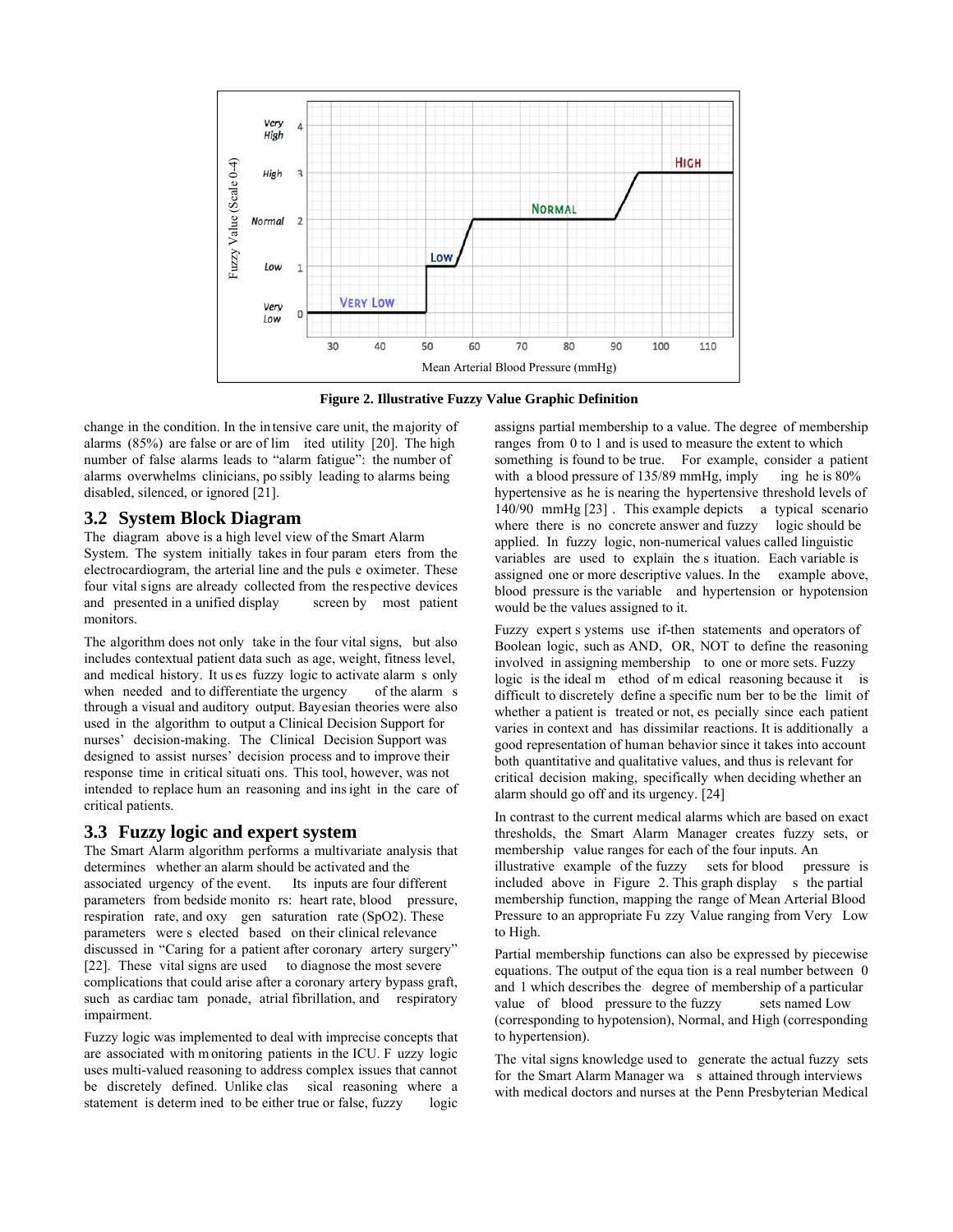**Figure 2. Illustrative Fuzzy Value Graphic Definition**

change in the condition. In the intensive care unit, the majority of alarms (85%) are false or are of limited utility [20]. The high number of false alarms leads to "alarm fatigue": the number of alarms overwhelms clinicians, possibly leading to alarms being disabled, silenced, or ignored [21].

## 3.2 System Block Diagram

The diagram above is a high level view of the Smart Alarm System. The system initially takes in four parameters from the electrocardiogram, the arterial line and the pulse oximeter. These four vital signs are already collected from the respective devices and presented in a unified display screen by most patient monitors.

The algorithm does not only take in the four vital signs, but also includes contextual patient data such as age, weight, fitness level, and medical history. It uses fuzzy logic to activate alarms only when needed and to differentiate the urgency of the alarms through a visual and auditory output. Bayesian theories were also used in the algorithm to output a Clinical Decision Support for nurses' decision-making. The Clinical Decision Support was designed to assist nurses' decision process and to improve their response time in critical situations. This tool, however, was not intended to replace human reasoning and insight in the care of critical patients.

## 3.3 Fuzzy logic and expert system

The Smart Alarm algorithm performs a multivariate analysis that determines whether an alarm should be activated and the associated urgency of the event. Its inputs are four different parameters from bedside monitors: heart rate, blood pressure, respiration rate, and oxygen saturation rate (SpO2). These parameters were selected based on their clinical relevance discussed in "Caring for a patient after coronary artery surgery" [22]. These vital signs are used to diagnose the most severe complications that could arise after a coronary artery bypass graft, such as cardiac tamponade, atrial fibrillation, and respiratory impairment.

Fuzzy logic was implemented to deal with imprecise concepts that are associated with monitoring patients in the ICU. Fuzzy logic uses multi-valued reasoning to address complex issues that cannot be discretely defined. Unlike classical reasoning where a statement is determined to be either true or false, fuzzy logic assigns partial membership to a value. The degree of membership ranges from 0 to 1 and is used to measure the extent to which something is found to be true. For example, consider a patient with a blood pressure of 135/89 mmHg, implying he is 80% hypertensive as he is nearing the hypertensive threshold levels of 140/90 mmHg [23]. This example depicts a typical scenario where there is no concrete answer and fuzzy logic should be applied. In fuzzy logic, non-numerical values called linguistic variables are used to explain the situation. Each variable is assigned one or more descriptive values. In the example above, blood pressure is the variable and hypertension or hypotension would be the values assigned to it.

Fuzzy expert systems use if-then statements and operators of Boolean logic, such as AND, OR, NOT to define the reasoning involved in assigning membership to one or more sets. Fuzzy logic is the ideal method of medical reasoning because it is difficult to discretely define a specific number to be the limit of whether a patient is treated or not, especially since each patient varies in context and has dissimilar reactions. It is additionally a good representation of human behavior since it takes into account both quantitative and qualitative values, and thus is relevant for critical decision making, specifically when deciding whether an alarm should go off and its urgency. [24]

In contrast to the current medical alarms which are based on exact thresholds, the Smart Alarm Manager creates fuzzy sets, or membership value ranges for each of the four inputs. An illustrative example of the fuzzy sets for blood pressure is included above in Figure 2. This graph displays the partial membership function, mapping the range of Mean Arterial Blood Pressure to an appropriate Fuzzy Value ranging from Very Low to High.

Partial membership functions can also be expressed by piecewise equations. The output of the equation is a real number between 0 and 1 which describes the degree of membership of a particular value of blood pressure to the fuzzy sets named Low (corresponding to hypotension), Normal, and High (corresponding to hypertension).

The vital signs knowledge used to generate the actual fuzzy sets for the Smart Alarm Manager was attained through interviews with medical doctors and nurses at the Penn Presbyterian Medical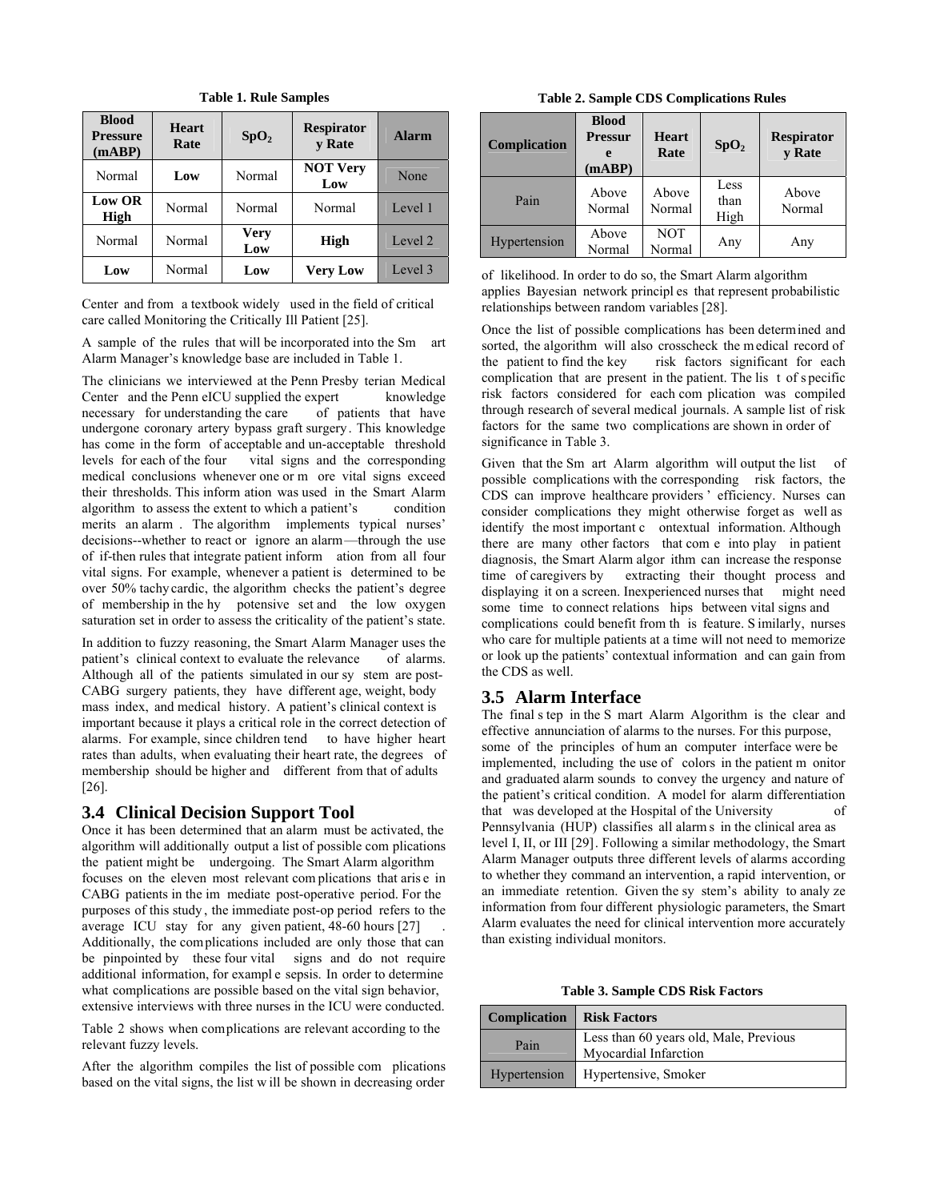**Table 1. Rule Samples**

| Blood Pressure (mABP) | Heart Rate | $SpO_2$ | Respiratory Rate | Alarm |
|---|---|---|---|---|
| Normal | **Low** | Normal | **NOT Very Low** | None |
| **Low OR High** | Normal | Normal | Normal | Level 1 |
| Normal | Normal | **Very Low** | **High** | Level 2 |
| **Low** | Normal | **Low** | **Very Low** | Level 3 |

Center and from a textbook widely used in the field of critical care called Monitoring the Critically Ill Patient [25].

A sample of the rules that will be incorporated into the Smart Alarm Manager's knowledge base are included in Table 1.

The clinicians we interviewed at the Penn Presbyterian Medical Center and the Penn eICU supplied the expert knowledge necessary for understanding the care of patients that have undergone coronary artery bypass graft surgery. This knowledge has come in the form of acceptable and un-acceptable threshold levels for each of the four vital signs and the corresponding medical conclusions whenever one or more vital signs exceed their thresholds. This information was used in the Smart Alarm algorithm to assess the extent to which a patient's condition merits an alarm. The algorithm implements typical nurses' decisions--whether to react or ignore an alarm—through the use of if-then rules that integrate patient information from all four vital signs. For example, whenever a patient is determined to be over 50% tachycardic, the algorithm checks the patient's degree of membership in the hypotensive set and the low oxygen saturation set in order to assess the criticality of the patient's state.

In addition to fuzzy reasoning, the Smart Alarm Manager uses the patient's clinical context to evaluate the relevance of alarms. Although all of the patients simulated in our system are post-CABG surgery patients, they have different age, weight, body mass index, and medical history. A patient's clinical context is important because it plays a critical role in the correct detection of alarms. For example, since children tend to have higher heart rates than adults, when evaluating their heart rate, the degrees of membership should be higher and different from that of adults [26].

## 3.4 Clinical Decision Support Tool

Once it has been determined that an alarm must be activated, the algorithm will additionally output a list of possible complications the patient might be undergoing. The Smart Alarm algorithm focuses on the eleven most relevant complications that arise in CABG patients in the immediate post-operative period. For the purposes of this study, the immediate post-op period refers to the average ICU stay for any given patient, 48-60 hours [27]. Additionally, the complications included are only those that can be pinpointed by these four vital signs and do not require additional information, for example sepsis. In order to determine what complications are possible based on the vital sign behavior, extensive interviews with three nurses in the ICU were conducted.

Table 2 shows when complications are relevant according to the relevant fuzzy levels.

After the algorithm compiles the list of possible complications based on the vital signs, the list will be shown in decreasing order of likelihood. In order to do so, the Smart Alarm algorithm applies Bayesian network principles that represent probabilistic relationships between random variables [28].

**Table 2. Sample CDS Complications Rules**

| Complication | Blood Pressure (mABP) | Heart Rate | $SpO_2$ | Respiratory Rate |
|---|---|---|---|---|
| Pain | Above Normal | Above Normal | Less than High | Above Normal |
| Hypertension | Above Normal | NOT Normal | Any | Any |

Once the list of possible complications has been determined and sorted, the algorithm will also crosscheck the medical record of the patient to find the key risk factors significant for each complication that are present in the patient. The list of specific risk factors considered for each complication was compiled through research of several medical journals. A sample list of risk factors for the same two complications are shown in order of significance in Table 3.

Given that the Smart Alarm algorithm will output the list of possible complications with the corresponding risk factors, the CDS can improve healthcare providers' efficiency. Nurses can consider complications they might otherwise forget as well as identify the most important contextual information. Although there are many other factors that come into play in patient diagnosis, the Smart Alarm algorithm can increase the response time of caregivers by extracting their thought process and displaying it on a screen. Inexperienced nurses that might need some time to connect relationships between vital signs and complications could benefit from this feature. Similarly, nurses who care for multiple patients at a time will not need to memorize or look up the patients' contextual information and can gain from the CDS as well.

## 3.5 Alarm Interface

The final step in the Smart Alarm Algorithm is the clear and effective annunciation of alarms to the nurses. For this purpose, some of the principles of human computer interface were be implemented, including the use of colors in the patient monitor and graduated alarm sounds to convey the urgency and nature of the patient's critical condition. A model for alarm differentiation that was developed at the Hospital of the University of Pennsylvania (HUP) classifies all alarms in the clinical area as level I, II, or III [29]. Following a similar methodology, the Smart Alarm Manager outputs three different levels of alarms according to whether they command an intervention, a rapid intervention, or an immediate retention. Given the system's ability to analyze information from four different physiologic parameters, the Smart Alarm evaluates the need for clinical intervention more accurately than existing individual monitors.

**Table 3. Sample CDS Risk Factors**

| Complication | Risk Factors |
|---|---|
| Pain | Less than 60 years old, Male, Previous Myocardial Infarction |
| Hypertension | Hypertensive, Smoker |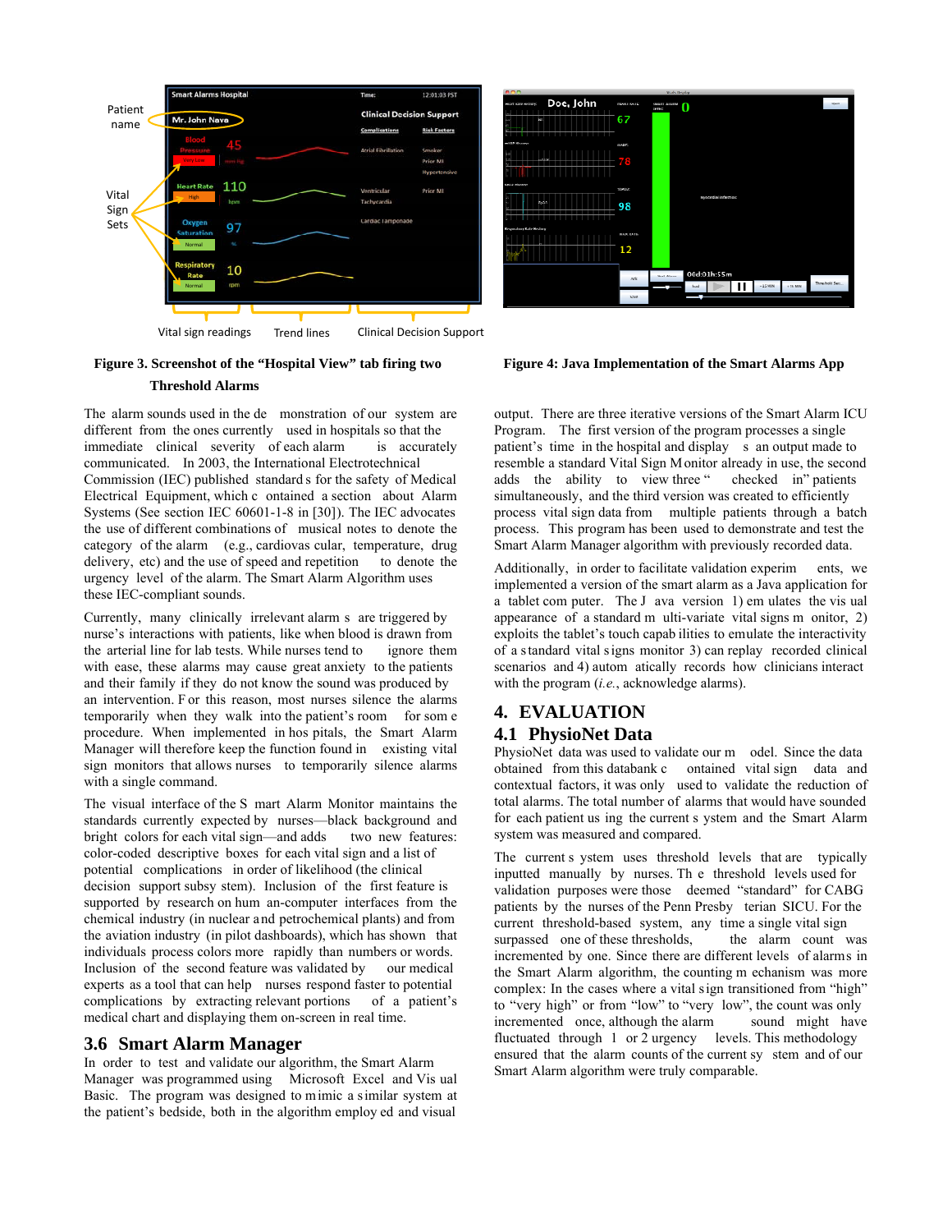Patient name

Vital Sign Sets

Vital sign readings

Trend lines

Clinical Decision Support

Smart Alarms Hospital

Time: 12:01:03 PST

Mr. John Nava

Clinical Decision Support

Complications

Risk Factors

Blood Pressure 45

Heart Rate 110

Oxygen Saturation 97

Respiratory Rate 10

Atrial Fibrillation

Smoker

Prior MI

Hypertensive

Ventricular Tachycardia

Prior MI

Cardiac Tamponade

**Figure 3. Screenshot of the "Hospital View" tab firing two Threshold Alarms**

Doe, John

67

78

98

12

0

00d:01h:55m

**Figure 4: Java Implementation of the Smart Alarms App**

The alarm sounds used in the demonstration of our system are different from the ones currently used in hospitals so that the immediate clinical severity of each alarm is accurately communicated. In 2003, the International Electrotechnical Commission (IEC) published standards for the safety of Medical Electrical Equipment, which contained a section about Alarm Systems (See section IEC 60601-1-8 in [30]). The IEC advocates the use of different combinations of musical notes to denote the category of the alarm (e.g., cardiovascular, temperature, drug delivery, etc) and the use of speed and repetition to denote the urgency level of the alarm. The Smart Alarm Algorithm uses these IEC-compliant sounds.

Currently, many clinically irrelevant alarms are triggered by nurse's interactions with patients, like when blood is drawn from the arterial line for lab tests. While nurses tend to ignore them with ease, these alarms may cause great anxiety to the patients and their family if they do not know the sound was produced by an intervention. For this reason, most nurses silence the alarms temporarily when they walk into the patient's room for some procedure. When implemented in hospitals, the Smart Alarm Manager will therefore keep the function found in existing vital sign monitors that allows nurses to temporarily silence alarms with a single command.

The visual interface of the Smart Alarm Monitor maintains the standards currently expected by nurses—black background and bright colors for each vital sign—and adds two new features: color-coded descriptive boxes for each vital sign and a list of potential complications in order of likelihood (the clinical decision support subsystem). Inclusion of the first feature is supported by research on human-computer interfaces from the chemical industry (in nuclear and petrochemical plants) and from the aviation industry (in pilot dashboards), which has shown that individuals process colors more rapidly than numbers or words. Inclusion of the second feature was validated by our medical experts as a tool that can help nurses respond faster to potential complications by extracting relevant portions of a patient's medical chart and displaying them on-screen in real time.

## 3.6 Smart Alarm Manager

In order to test and validate our algorithm, the Smart Alarm Manager was programmed using Microsoft Excel and Visual Basic. The program was designed to mimic a similar system at the patient's bedside, both in the algorithm employed and visual output. There are three iterative versions of the Smart Alarm ICU Program. The first version of the program processes a single patient's time in the hospital and displays an output made to resemble a standard Vital Sign Monitor already in use, the second adds the ability to view three "checked in" patients simultaneously, and the third version was created to efficiently process vital sign data from multiple patients through a batch process. This program has been used to demonstrate and test the Smart Alarm Manager algorithm with previously recorded data.

Additionally, in order to facilitate validation experiments, we implemented a version of the smart alarm as a Java application for a tablet computer. The Java version 1) emulates the visual appearance of a standard multi-variate vital signs monitor, 2) exploits the tablet's touch capabilities to emulate the interactivity of a standard vital signs monitor 3) can replay recorded clinical scenarios and 4) automatically records how clinicians interact with the program (*i.e.*, acknowledge alarms).

# 4. EVALUATION

## 4.1 PhysioNet Data

PhysioNet data was used to validate our model. Since the data obtained from this databank contained vital sign data and contextual factors, it was only used to validate the reduction of total alarms. The total number of alarms that would have sounded for each patient using the current system and the Smart Alarm system was measured and compared.

The current system uses threshold levels that are typically inputted manually by nurses. The threshold levels used for validation purposes were those deemed "standard" for CABG patients by the nurses of the Penn Presbyterian SICU. For the current threshold-based system, any time a single vital sign surpassed one of these thresholds, the alarm count was incremented by one. Since there are different levels of alarms in the Smart Alarm algorithm, the counting mechanism was more complex: In the cases where a vital sign transitioned from "high" to "very high" or from "low" to "very low", the count was only incremented once, although the alarm sound might have fluctuated through 1 or 2 urgency levels. This methodology ensured that the alarm counts of the current system and of our Smart Alarm algorithm were truly comparable.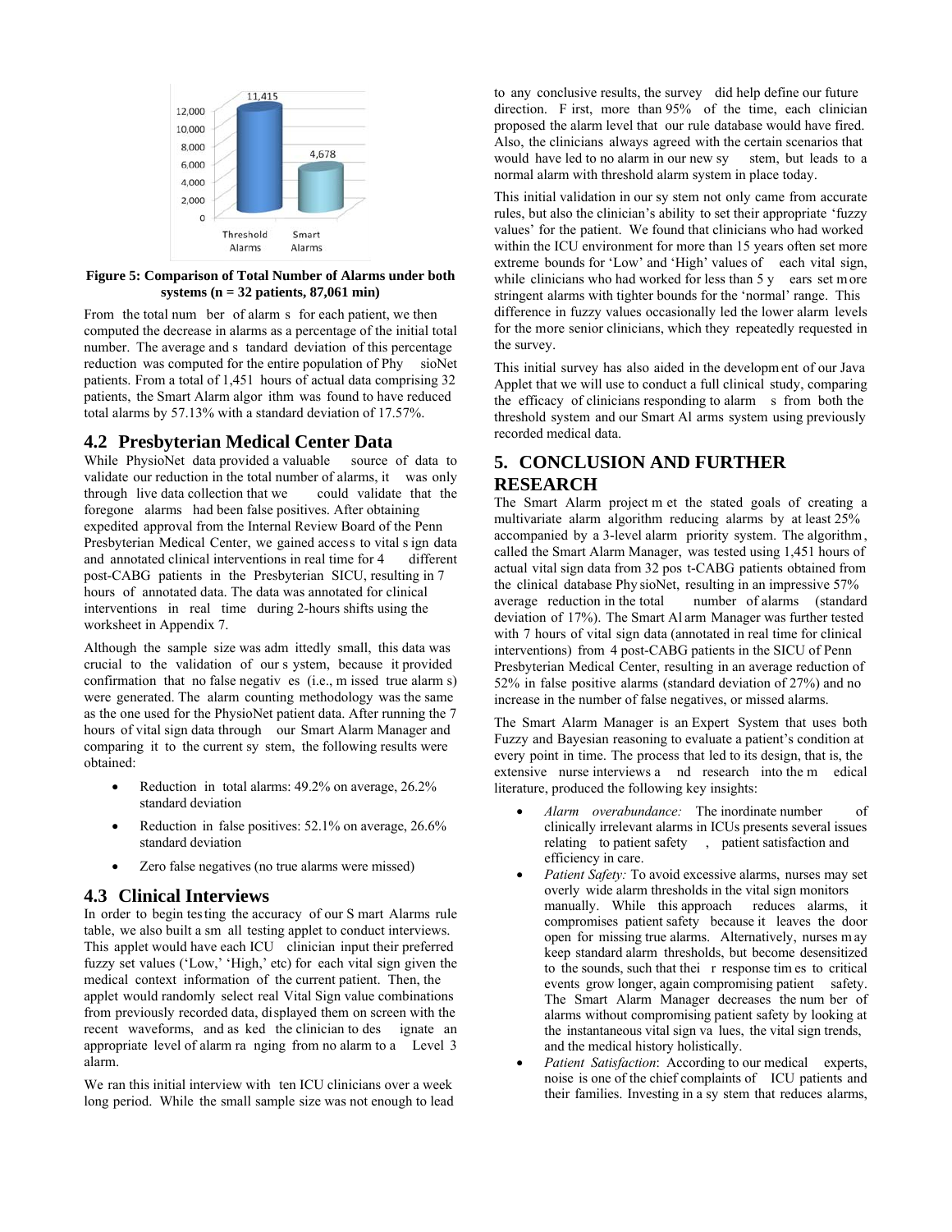Figure 5: Comparison of Total Number of Alarms under both systems (n = 32 patients, 87,061 min)

From the total number of alarms for each patient, we then computed the decrease in alarms as a percentage of the initial total number. The average and standard deviation of this percentage reduction was computed for the entire population of PhysioNet patients. From a total of 1,451 hours of actual data comprising 32 patients, the Smart Alarm algorithm was found to have reduced total alarms by 57.13% with a standard deviation of 17.57%.

## 4.2 Presbyterian Medical Center Data

While PhysioNet data provided a valuable source of data to validate our reduction in the total number of alarms, it was only through live data collection that we could validate that the foregone alarms had been false positives. After obtaining expedited approval from the Internal Review Board of the Penn Presbyterian Medical Center, we gained access to vital sign data and annotated clinical interventions in real time for 4 different post-CABG patients in the Presbyterian SICU, resulting in 7 hours of annotated data. The data was annotated for clinical interventions in real time during 2-hours shifts using the worksheet in Appendix 7.

Although the sample size was admittedly small, this data was crucial to the validation of our system, because it provided confirmation that no false negatives (i.e., missed true alarms) were generated. The alarm counting methodology was the same as the one used for the PhysioNet patient data. After running the 7 hours of vital sign data through our Smart Alarm Manager and comparing it to the current system, the following results were obtained:

- Reduction in total alarms: 49.2% on average, 26.2% standard deviation
- Reduction in false positives: 52.1% on average, 26.6% standard deviation
- Zero false negatives (no true alarms were missed)

## 4.3 Clinical Interviews

In order to begin testing the accuracy of our Smart Alarms rule table, we also built a small testing applet to conduct interviews. This applet would have each ICU clinician input their preferred fuzzy set values ('Low,' 'High,' etc) for each vital sign given the medical context information of the current patient. Then, the applet would randomly select real Vital Sign value combinations from previously recorded data, displayed them on screen with the recent waveforms, and asked the clinician to designate an appropriate level of alarm ranging from no alarm to a Level 3 alarm.

We ran this initial interview with ten ICU clinicians over a week long period. While the small sample size was not enough to lead to any conclusive results, the survey did help define our future direction. First, more than 95% of the time, each clinician proposed the alarm level that our rule database would have fired. Also, the clinicians always agreed with the certain scenarios that would have led to no alarm in our new system, but leads to a normal alarm with threshold alarm system in place today.

This initial validation in our system not only came from accurate rules, but also the clinician's ability to set their appropriate 'fuzzy values' for the patient. We found that clinicians who had worked within the ICU environment for more than 15 years often set more extreme bounds for 'Low' and 'High' values of each vital sign, while clinicians who had worked for less than 5 years set more stringent alarms with tighter bounds for the 'normal' range. This difference in fuzzy values occasionally led the lower alarm levels for the more senior clinicians, which they repeatedly requested in the survey.

This initial survey has also aided in the development of our Java Applet that we will use to conduct a full clinical study, comparing the efficacy of clinicians responding to alarms from both the threshold system and our Smart Alarms system using previously recorded medical data.

# 5. CONCLUSION AND FURTHER RESEARCH

The Smart Alarm project met the stated goals of creating a multivariate alarm algorithm reducing alarms by at least 25% accompanied by a 3-level alarm priority system. The algorithm, called the Smart Alarm Manager, was tested using 1,451 hours of actual vital sign data from 32 post-CABG patients obtained from the clinical database PhysioNet, resulting in an impressive 57% average reduction in the total number of alarms (standard deviation of 17%). The Smart Alarm Manager was further tested with 7 hours of vital sign data (annotated in real time for clinical interventions) from 4 post-CABG patients in the SICU of Penn Presbyterian Medical Center, resulting in an average reduction of 52% in false positive alarms (standard deviation of 27%) and no increase in the number of false negatives, or missed alarms.

The Smart Alarm Manager is an Expert System that uses both Fuzzy and Bayesian reasoning to evaluate a patient's condition at every point in time. The process that led to its design, that is, the extensive nurse interviews and research into the medical literature, produced the following key insights:

- *Alarm overabundance:* The inordinate number of clinically irrelevant alarms in ICUs presents several issues relating to patient safety, patient satisfaction and efficiency in care.
- *Patient Safety:* To avoid excessive alarms, nurses may set overly wide alarm thresholds in the vital sign monitors manually. While this approach reduces alarms, it compromises patient safety because it leaves the door open for missing true alarms. Alternatively, nurses may keep standard alarm thresholds, but become desensitized to the sounds, such that their response times to critical events grow longer, again compromising patient safety. The Smart Alarm Manager decreases the number of alarms without compromising patient safety by looking at the instantaneous vital sign values, the vital sign trends, and the medical history holistically.
- *Patient Satisfaction*: According to our medical experts, noise is one of the chief complaints of ICU patients and their families. Investing in a system that reduces alarms,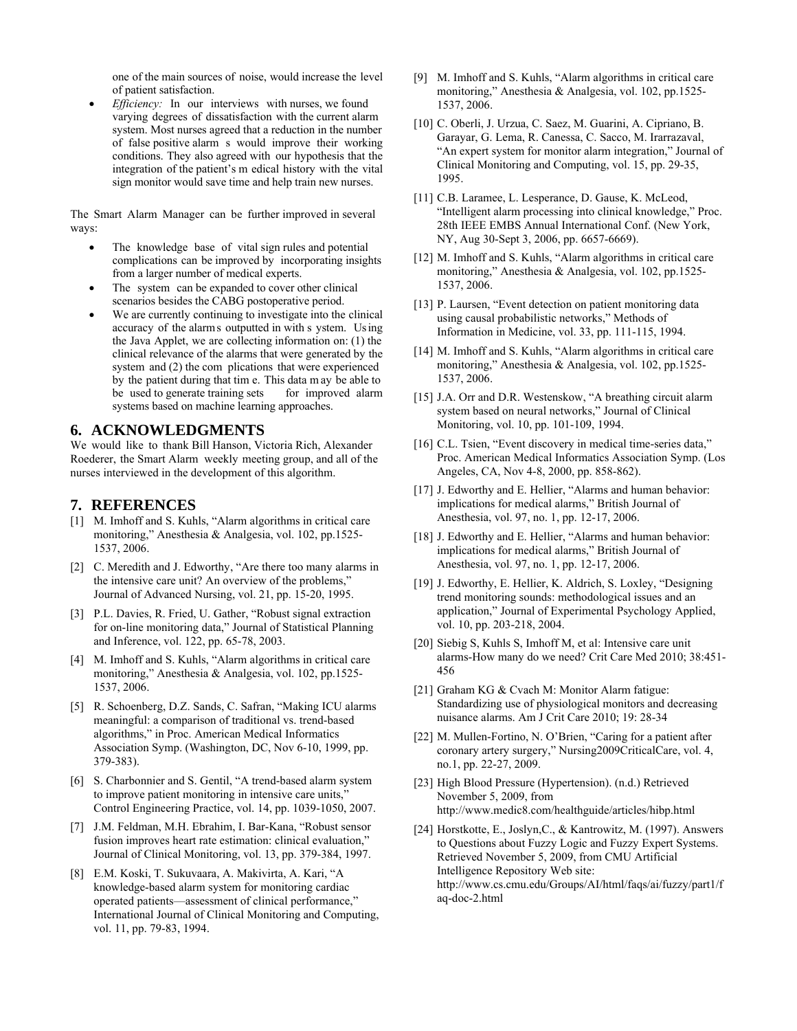one of the main sources of noise, would increase the level of patient satisfaction.

- *Efficiency:* In our interviews with nurses, we found varying degrees of dissatisfaction with the current alarm system. Most nurses agreed that a reduction in the number of false positive alarms would improve their working conditions. They also agreed with our hypothesis that the integration of the patient's medical history with the vital sign monitor would save time and help train new nurses.

The Smart Alarm Manager can be further improved in several ways:

- The knowledge base of vital sign rules and potential complications can be improved by incorporating insights from a larger number of medical experts.
- The system can be expanded to cover other clinical scenarios besides the CABG postoperative period.
- We are currently continuing to investigate into the clinical accuracy of the alarms outputted in with system. Using the Java Applet, we are collecting information on: (1) the clinical relevance of the alarms that were generated by the system and (2) the complications that were experienced by the patient during that time. This data may be able to be used to generate training sets for improved alarm systems based on machine learning approaches.

## 6. ACKNOWLEDGMENTS

We would like to thank Bill Hanson, Victoria Rich, Alexander Roederer, the Smart Alarm weekly meeting group, and all of the nurses interviewed in the development of this algorithm.

## 7. REFERENCES

[1] M. Imhoff and S. Kuhls, "Alarm algorithms in critical care monitoring," Anesthesia & Analgesia, vol. 102, pp.1525-1537, 2006.

[2] C. Meredith and J. Edworthy, "Are there too many alarms in the intensive care unit? An overview of the problems," Journal of Advanced Nursing, vol. 21, pp. 15-20, 1995.

[3] P.L. Davies, R. Fried, U. Gather, "Robust signal extraction for on-line monitoring data," Journal of Statistical Planning and Inference, vol. 122, pp. 65-78, 2003.

[4] M. Imhoff and S. Kuhls, "Alarm algorithms in critical care monitoring," Anesthesia & Analgesia, vol. 102, pp.1525-1537, 2006.

[5] R. Schoenberg, D.Z. Sands, C. Safran, "Making ICU alarms meaningful: a comparison of traditional vs. trend-based algorithms," in Proc. American Medical Informatics Association Symp. (Washington, DC, Nov 6-10, 1999, pp. 379-383).

[6] S. Charbonnier and S. Gentil, "A trend-based alarm system to improve patient monitoring in intensive care units," Control Engineering Practice, vol. 14, pp. 1039-1050, 2007.

[7] J.M. Feldman, M.H. Ebrahim, I. Bar-Kana, "Robust sensor fusion improves heart rate estimation: clinical evaluation," Journal of Clinical Monitoring, vol. 13, pp. 379-384, 1997.

[8] E.M. Koski, T. Sukuvaara, A. Makivirta, A. Kari, "A knowledge-based alarm system for monitoring cardiac operated patients—assessment of clinical performance," International Journal of Clinical Monitoring and Computing, vol. 11, pp. 79-83, 1994.

[9] M. Imhoff and S. Kuhls, "Alarm algorithms in critical care monitoring," Anesthesia & Analgesia, vol. 102, pp.1525-1537, 2006.

[10] C. Oberli, J. Urzua, C. Saez, M. Guarini, A. Cipriano, B. Garayar, G. Lema, R. Canessa, C. Sacco, M. Irarrazaval, "An expert system for monitor alarm integration," Journal of Clinical Monitoring and Computing, vol. 15, pp. 29-35, 1995.

[11] C.B. Laramee, L. Lesperance, D. Gause, K. McLeod, "Intelligent alarm processing into clinical knowledge," Proc. 28th IEEE EMBS Annual International Conf. (New York, NY, Aug 30-Sept 3, 2006, pp. 6657-6669).

[12] M. Imhoff and S. Kuhls, "Alarm algorithms in critical care monitoring," Anesthesia & Analgesia, vol. 102, pp.1525-1537, 2006.

[13] P. Laursen, "Event detection on patient monitoring data using causal probabilistic networks," Methods of Information in Medicine, vol. 33, pp. 111-115, 1994.

[14] M. Imhoff and S. Kuhls, "Alarm algorithms in critical care monitoring," Anesthesia & Analgesia, vol. 102, pp.1525-1537, 2006.

[15] J.A. Orr and D.R. Westenskow, "A breathing circuit alarm system based on neural networks," Journal of Clinical Monitoring, vol. 10, pp. 101-109, 1994.

[16] C.L. Tsien, "Event discovery in medical time-series data," Proc. American Medical Informatics Association Symp. (Los Angeles, CA, Nov 4-8, 2000, pp. 858-862).

[17] J. Edworthy and E. Hellier, "Alarms and human behavior: implications for medical alarms," British Journal of Anesthesia, vol. 97, no. 1, pp. 12-17, 2006.

[18] J. Edworthy and E. Hellier, "Alarms and human behavior: implications for medical alarms," British Journal of Anesthesia, vol. 97, no. 1, pp. 12-17, 2006.

[19] J. Edworthy, E. Hellier, K. Aldrich, S. Loxley, "Designing trend monitoring sounds: methodological issues and an application," Journal of Experimental Psychology Applied, vol. 10, pp. 203-218, 2004.

[20] Siebig S, Kuhls S, Imhoff M, et al: Intensive care unit alarms-How many do we need? Crit Care Med 2010; 38:451-456

[21] Graham KG & Cvach M: Monitor Alarm fatigue: Standardizing use of physiological monitors and decreasing nuisance alarms. Am J Crit Care 2010; 19: 28-34

[22] M. Mullen-Fortino, N. O'Brien, "Caring for a patient after coronary artery surgery," Nursing2009CriticalCare, vol. 4, no.1, pp. 22-27, 2009.

[23] High Blood Pressure (Hypertension). (n.d.) Retrieved November 5, 2009, from http://www.medic8.com/healthguide/articles/hibp.html

[24] Horstkotte, E., Joslyn,C., & Kantrowitz, M. (1997). Answers to Questions about Fuzzy Logic and Fuzzy Expert Systems. Retrieved November 5, 2009, from CMU Artificial Intelligence Repository Web site: http://www.cs.cmu.edu/Groups/AI/html/faqs/ai/fuzzy/part1/faq-doc-2.html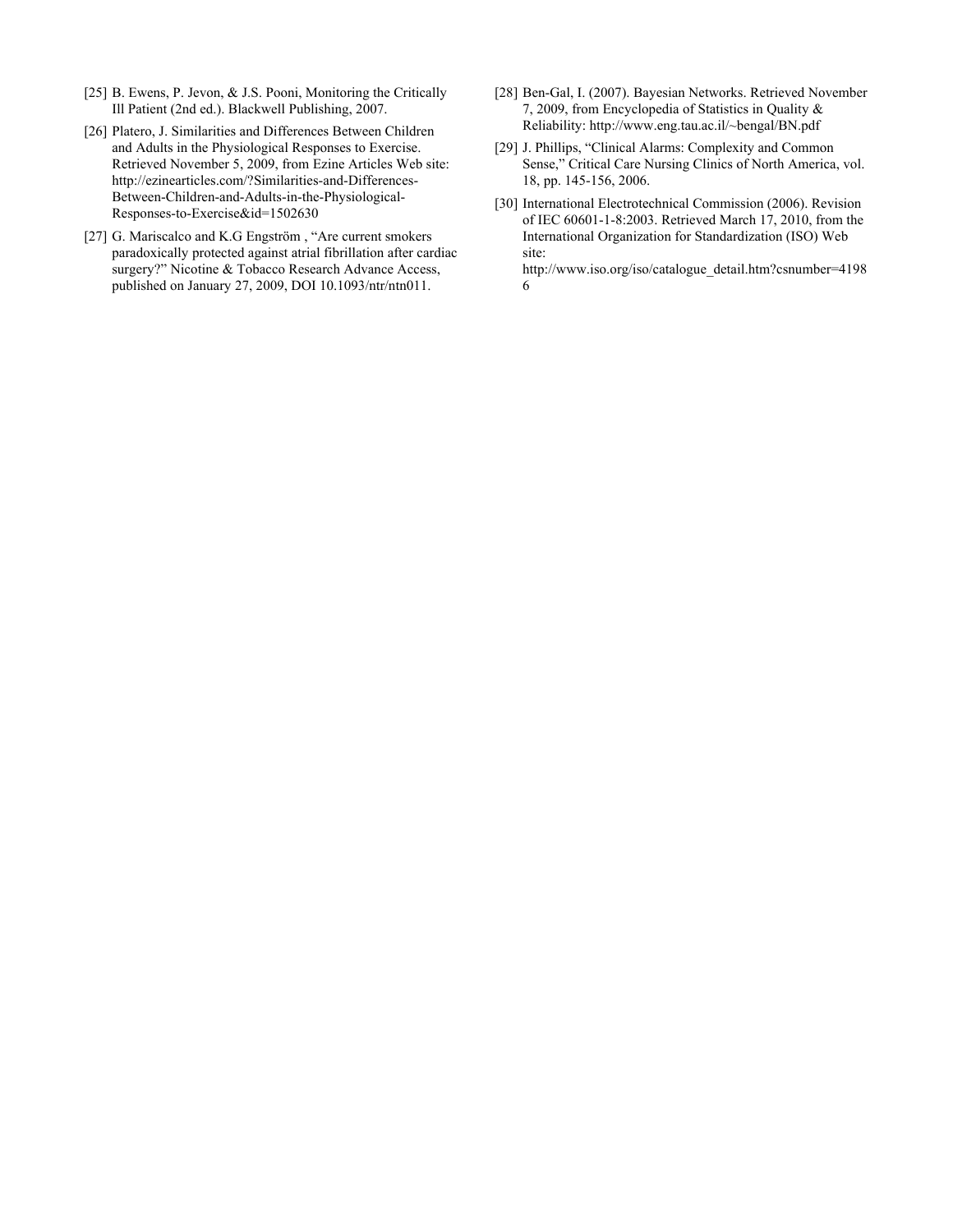[25] B. Ewens, P. Jevon, & J.S. Pooni, Monitoring the Critically Ill Patient (2nd ed.). Blackwell Publishing, 2007.

[26] Platero, J. Similarities and Differences Between Children and Adults in the Physiological Responses to Exercise. Retrieved November 5, 2009, from Ezine Articles Web site: http://ezinearticles.com/?Similarities-and-Differences-Between-Children-and-Adults-in-the-Physiological-Responses-to-Exercise&id=1502630

[27] G. Mariscalco and K.G Engström , "Are current smokers paradoxically protected against atrial fibrillation after cardiac surgery?" Nicotine & Tobacco Research Advance Access, published on January 27, 2009, DOI 10.1093/ntr/ntn011.

[28] Ben-Gal, I. (2007). Bayesian Networks. Retrieved November 7, 2009, from Encyclopedia of Statistics in Quality & Reliability: http://www.eng.tau.ac.il/~bengal/BN.pdf

[29] J. Phillips, "Clinical Alarms: Complexity and Common Sense," Critical Care Nursing Clinics of North America, vol. 18, pp. 145-156, 2006.

[30] International Electrotechnical Commission (2006). Revision of IEC 60601-1-8:2003. Retrieved March 17, 2010, from the International Organization for Standardization (ISO) Web site: http://www.iso.org/iso/catalogue_detail.htm?csnumber=41986